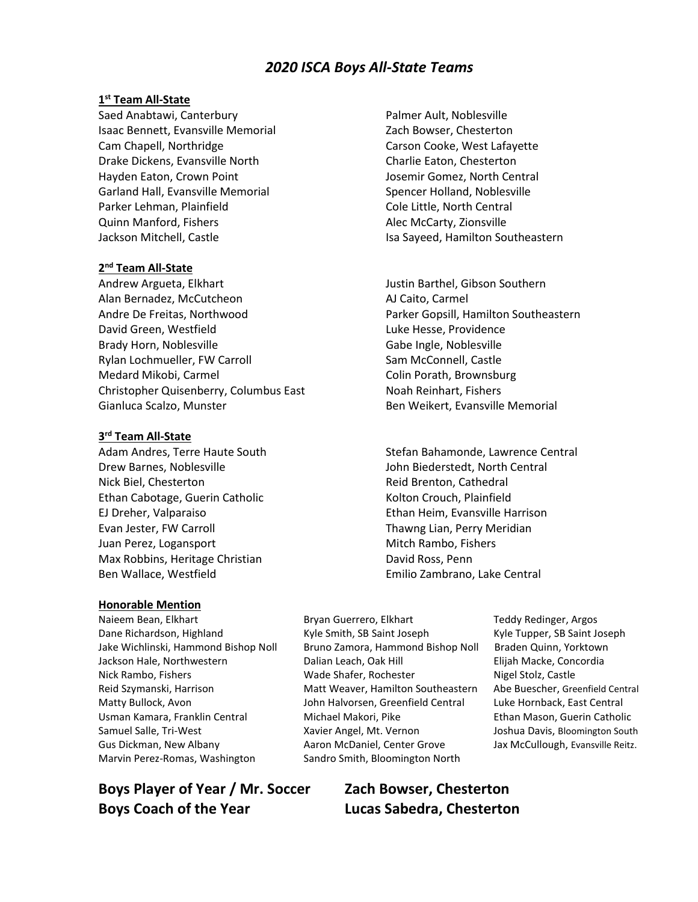# *2020 ISCA Boys All-State Teams*

## 1st Team All-State

Saed Anabtawi, Canterbury
Isaac Bennett, Evansville Memorial
Cam Chapell, Northridge
Drake Dickens, Evansville North
Hayden Eaton, Crown Point
Garland Hall, Evansville Memorial
Parker Lehman, Plainfield
Quinn Manford, Fishers
Jackson Mitchell, Castle
Palmer Ault, Noblesville
Zach Bowser, Chesterton
Carson Cooke, West Lafayette
Charlie Eaton, Chesterton
Josemir Gomez, North Central
Spencer Holland, Noblesville
Cole Little, North Central
Alec McCarty, Zionsville
Isa Sayeed, Hamilton Southeastern

## 2nd Team All-State

Andrew Argueta, Elkhart
Alan Bernadez, McCutcheon
Andre De Freitas, Northwood
David Green, Westfield
Brady Horn, Noblesville
Rylan Lochmueller, FW Carroll
Medard Mikobi, Carmel
Christopher Quisenberry, Columbus East
Gianluca Scalzo, Munster
Justin Barthel, Gibson Southern
AJ Caito, Carmel
Parker Gopsill, Hamilton Southeastern
Luke Hesse, Providence
Gabe Ingle, Noblesville
Sam McConnell, Castle
Colin Porath, Brownsburg
Noah Reinhart, Fishers
Ben Weikert, Evansville Memorial

## 3rd Team All-State

Adam Andres, Terre Haute South
Drew Barnes, Noblesville
Nick Biel, Chesterton
Ethan Cabotage, Guerin Catholic
EJ Dreher, Valparaiso
Evan Jester, FW Carroll
Juan Perez, Logansport
Max Robbins, Heritage Christian
Ben Wallace, Westfield
Stefan Bahamonde, Lawrence Central
John Biederstedt, North Central
Reid Brenton, Cathedral
Kolton Crouch, Plainfield
Ethan Heim, Evansville Harrison
Thawng Lian, Perry Meridian
Mitch Rambo, Fishers
David Ross, Penn
Emilio Zambrano, Lake Central

## Honorable Mention

Naieem Bean, Elkhart
Dane Richardson, Highland
Jake Wichlinski, Hammond Bishop Noll
Jackson Hale, Northwestern
Nick Rambo, Fishers
Reid Szymanski, Harrison
Matty Bullock, Avon
Usman Kamara, Franklin Central
Samuel Salle, Tri-West
Gus Dickman, New Albany
Marvin Perez-Romas, Washington
Bryan Guerrero, Elkhart
Kyle Smith, SB Saint Joseph
Bruno Zamora, Hammond Bishop Noll
Dalian Leach, Oak Hill
Wade Shafer, Rochester
Matt Weaver, Hamilton Southeastern
John Halvorsen, Greenfield Central
Michael Makori, Pike
Xavier Angel, Mt. Vernon
Aaron McDaniel, Center Grove
Sandro Smith, Bloomington North
Teddy Redinger, Argos
Kyle Tupper, SB Saint Joseph
Braden Quinn, Yorktown
Elijah Macke, Concordia
Nigel Stolz, Castle
Abe Buescher, Greenfield Central
Luke Hornback, East Central
Ethan Mason, Guerin Catholic
Joshua Davis, Bloomington South
Jax McCullough, Evansville Reitz.

**Boys Player of Year / Mr. Soccer** **Zach Bowser, Chesterton**

**Boys Coach of the Year** **Lucas Sabedra, Chesterton**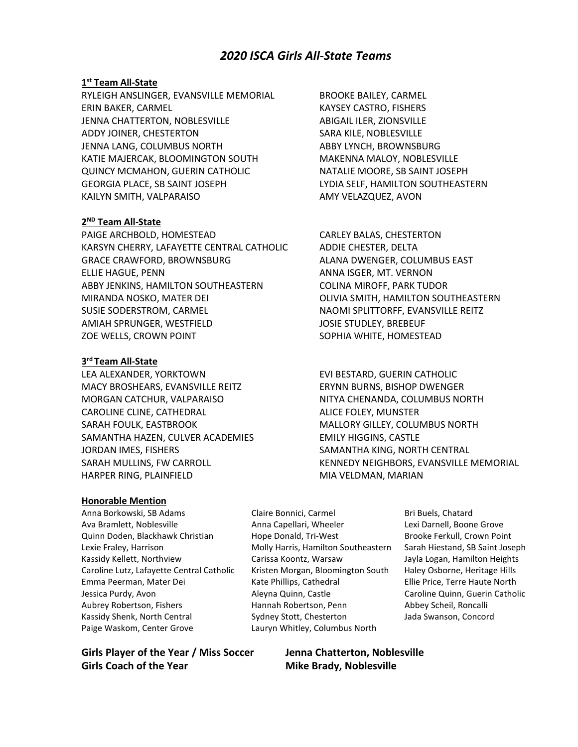# *2020 ISCA Girls All-State Teams*

**1st Team All-State**

RYLEIGH ANSLINGER, EVANSVILLE MEMORIAL
BROOKE BAILEY, CARMEL
ERIN BAKER, CARMEL
KAYSEY CASTRO, FISHERS
JENNA CHATTERTON, NOBLESVILLE
ABIGAIL ILER, ZIONSVILLE
ADDY JOINER, CHESTERTON
SARA KILE, NOBLESVILLE
JENNA LANG, COLUMBUS NORTH
ABBY LYNCH, BROWNSBURG
KATIE MAJERCAK, BLOOMINGTON SOUTH
MAKENNA MALOY, NOBLESVILLE
QUINCY MCMAHON, GUERIN CATHOLIC
NATALIE MOORE, SB SAINT JOSEPH
GEORGIA PLACE, SB SAINT JOSEPH
LYDIA SELF, HAMILTON SOUTHEASTERN
KAILYN SMITH, VALPARAISO
AMY VELAZQUEZ, AVON

**2ND Team All-State**

PAIGE ARCHBOLD, HOMESTEAD
CARLEY BALAS, CHESTERTON
KARSYN CHERRY, LAFAYETTE CENTRAL CATHOLIC
ADDIE CHESTER, DELTA
GRACE CRAWFORD, BROWNSBURG
ALANA DWENGER, COLUMBUS EAST
ELLIE HAGUE, PENN
ANNA ISGER, MT. VERNON
ABBY JENKINS, HAMILTON SOUTHEASTERN
COLINA MIROFF, PARK TUDOR
MIRANDA NOSKO, MATER DEI
OLIVIA SMITH, HAMILTON SOUTHEASTERN
SUSIE SODERSTROM, CARMEL
NAOMI SPLITTORFF, EVANSVILLE REITZ
AMIAH SPRUNGER, WESTFIELD
JOSIE STUDLEY, BREBEUF
ZOE WELLS, CROWN POINT
SOPHIA WHITE, HOMESTEAD

**3rd Team All-State**

LEA ALEXANDER, YORKTOWN
EVI BESTARD, GUERIN CATHOLIC
MACY BROSHEARS, EVANSVILLE REITZ
ERYNN BURNS, BISHOP DWENGER
MORGAN CATCHUR, VALPARAISO
NITYA CHENANDA, COLUMBUS NORTH
CAROLINE CLINE, CATHEDRAL
ALICE FOLEY, MUNSTER
SARAH FOULK, EASTBROOK
MALLORY GILLEY, COLUMBUS NORTH
SAMANTHA HAZEN, CULVER ACADEMIES
EMILY HIGGINS, CASTLE
JORDAN IMES, FISHERS
SAMANTHA KING, NORTH CENTRAL
SARAH MULLINS, FW CARROLL
KENNEDY NEIGHBORS, EVANSVILLE MEMORIAL
HARPER RING, PLAINFIELD
MIA VELDMAN, MARIAN

**Honorable Mention**

Anna Borkowski, SB Adams
Claire Bonnici, Carmel
Bri Buels, Chatard
Ava Bramlett, Noblesville
Anna Capellari, Wheeler
Lexi Darnell, Boone Grove
Quinn Doden, Blackhawk Christian
Hope Donald, Tri-West
Brooke Ferkull, Crown Point
Lexie Fraley, Harrison
Molly Harris, Hamilton Southeastern
Sarah Hiestand, SB Saint Joseph
Kassidy Kellett, Northview
Carissa Koontz, Warsaw
Jayla Logan, Hamilton Heights
Caroline Lutz, Lafayette Central Catholic
Kristen Morgan, Bloomington South
Haley Osborne, Heritage Hills
Emma Peerman, Mater Dei
Kate Phillips, Cathedral
Ellie Price, Terre Haute North
Jessica Purdy, Avon
Aleyna Quinn, Castle
Caroline Quinn, Guerin Catholic
Aubrey Robertson, Fishers
Hannah Robertson, Penn
Abbey Scheil, Roncalli
Kassidy Shenk, North Central
Sydney Stott, Chesterton
Jada Swanson, Concord
Paige Waskom, Center Grove
Lauryn Whitley, Columbus North

**Girls Player of the Year / Miss Soccer** **Jenna Chatterton, Noblesville**
**Girls Coach of the Year** **Mike Brady, Noblesville**